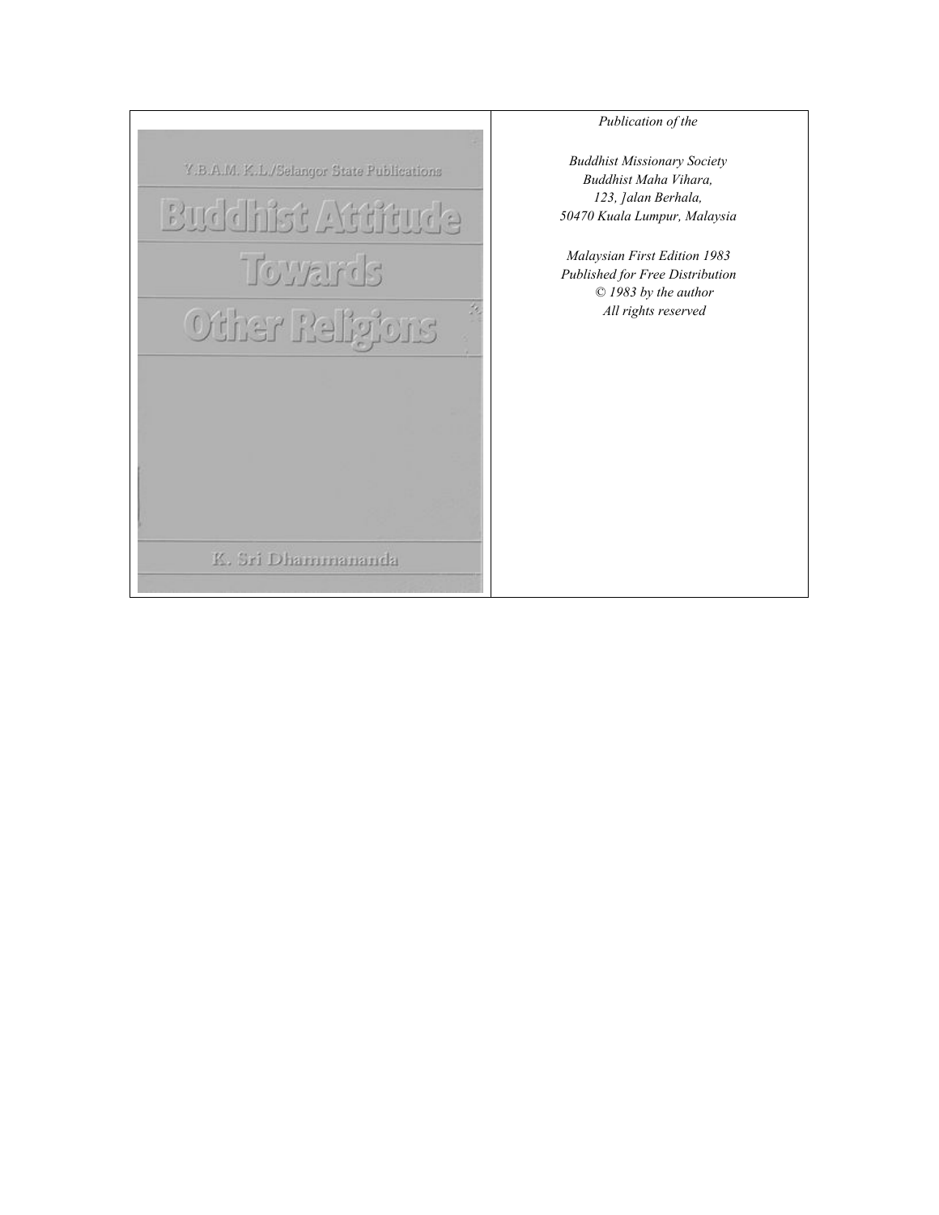Y.B.A.M. K.L./Selangor State Publications

# Buddhist Attitude Towards Other Religions

K. Sri Dhammananda

*Publication of the*

*Buddhist Missionary Society*
*Buddhist Maha Vihara,*
*123, Jalan Berhala,*
*50470 Kuala Lumpur, Malaysia*

*Malaysian First Edition 1983*
*Published for Free Distribution*
*© 1983 by the author*
*All rights reserved*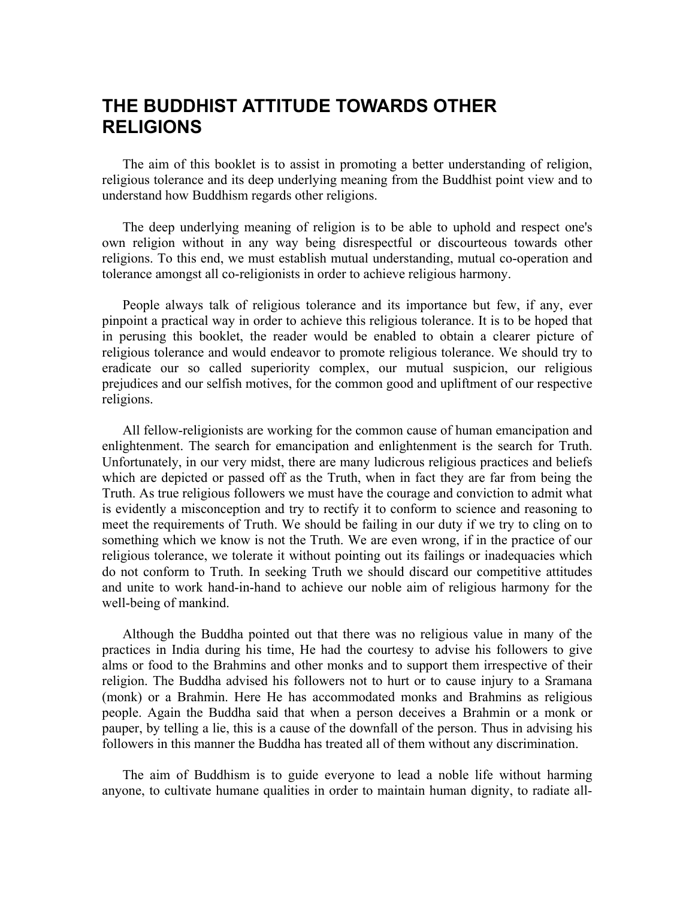# THE BUDDHIST ATTITUDE TOWARDS OTHER RELIGIONS

The aim of this booklet is to assist in promoting a better understanding of religion, religious tolerance and its deep underlying meaning from the Buddhist point view and to understand how Buddhism regards other religions.

The deep underlying meaning of religion is to be able to uphold and respect one's own religion without in any way being disrespectful or discourteous towards other religions. To this end, we must establish mutual understanding, mutual co-operation and tolerance amongst all co-religionists in order to achieve religious harmony.

People always talk of religious tolerance and its importance but few, if any, ever pinpoint a practical way in order to achieve this religious tolerance. It is to be hoped that in perusing this booklet, the reader would be enabled to obtain a clearer picture of religious tolerance and would endeavor to promote religious tolerance. We should try to eradicate our so called superiority complex, our mutual suspicion, our religious prejudices and our selfish motives, for the common good and upliftment of our respective religions.

All fellow-religionists are working for the common cause of human emancipation and enlightenment. The search for emancipation and enlightenment is the search for Truth. Unfortunately, in our very midst, there are many ludicrous religious practices and beliefs which are depicted or passed off as the Truth, when in fact they are far from being the Truth. As true religious followers we must have the courage and conviction to admit what is evidently a misconception and try to rectify it to conform to science and reasoning to meet the requirements of Truth. We should be failing in our duty if we try to cling on to something which we know is not the Truth. We are even wrong, if in the practice of our religious tolerance, we tolerate it without pointing out its failings or inadequacies which do not conform to Truth. In seeking Truth we should discard our competitive attitudes and unite to work hand-in-hand to achieve our noble aim of religious harmony for the well-being of mankind.

Although the Buddha pointed out that there was no religious value in many of the practices in India during his time, He had the courtesy to advise his followers to give alms or food to the Brahmins and other monks and to support them irrespective of their religion. The Buddha advised his followers not to hurt or to cause injury to a Sramana (monk) or a Brahmin. Here He has accommodated monks and Brahmins as religious people. Again the Buddha said that when a person deceives a Brahmin or a monk or pauper, by telling a lie, this is a cause of the downfall of the person. Thus in advising his followers in this manner the Buddha has treated all of them without any discrimination.

The aim of Buddhism is to guide everyone to lead a noble life without harming anyone, to cultivate humane qualities in order to maintain human dignity, to radiate all-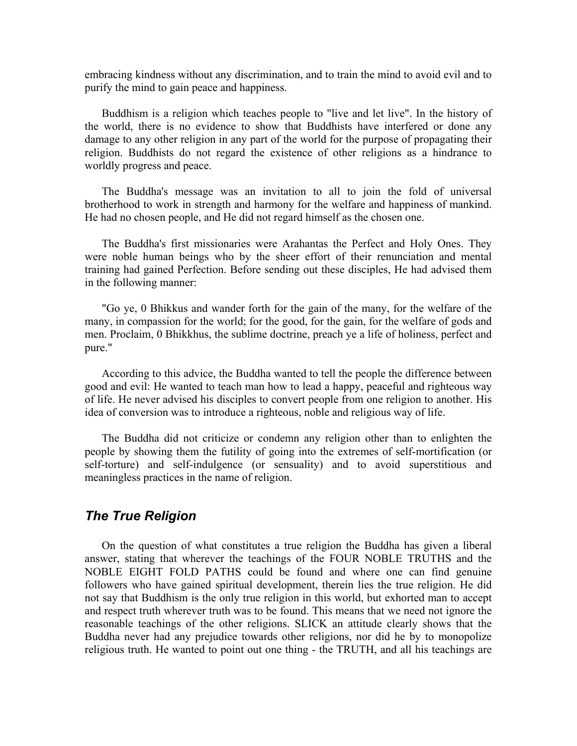embracing kindness without any discrimination, and to train the mind to avoid evil and to purify the mind to gain peace and happiness.

Buddhism is a religion which teaches people to "live and let live". In the history of the world, there is no evidence to show that Buddhists have interfered or done any damage to any other religion in any part of the world for the purpose of propagating their religion. Buddhists do not regard the existence of other religions as a hindrance to worldly progress and peace.

The Buddha's message was an invitation to all to join the fold of universal brotherhood to work in strength and harmony for the welfare and happiness of mankind. He had no chosen people, and He did not regard himself as the chosen one.

The Buddha's first missionaries were Arahantas the Perfect and Holy Ones. They were noble human beings who by the sheer effort of their renunciation and mental training had gained Perfection. Before sending out these disciples, He had advised them in the following manner:

"Go ye, 0 Bhikkus and wander forth for the gain of the many, for the welfare of the many, in compassion for the world; for the good, for the gain, for the welfare of gods and men. Proclaim, 0 Bhikkhus, the sublime doctrine, preach ye a life of holiness, perfect and pure."

According to this advice, the Buddha wanted to tell the people the difference between good and evil: He wanted to teach man how to lead a happy, peaceful and righteous way of life. He never advised his disciples to convert people from one religion to another. His idea of conversion was to introduce a righteous, noble and religious way of life.

The Buddha did not criticize or condemn any religion other than to enlighten the people by showing them the futility of going into the extremes of self-mortification (or self-torture) and self-indulgence (or sensuality) and to avoid superstitious and meaningless practices in the name of religion.

## *The True Religion*

On the question of what constitutes a true religion the Buddha has given a liberal answer, stating that wherever the teachings of the FOUR NOBLE TRUTHS and the NOBLE EIGHT FOLD PATHS could be found and where one can find genuine followers who have gained spiritual development, therein lies the true religion. He did not say that Buddhism is the only true religion in this world, but exhorted man to accept and respect truth wherever truth was to be found. This means that we need not ignore the reasonable teachings of the other religions. SLICK an attitude clearly shows that the Buddha never had any prejudice towards other religions, nor did he by to monopolize religious truth. He wanted to point out one thing - the TRUTH, and all his teachings are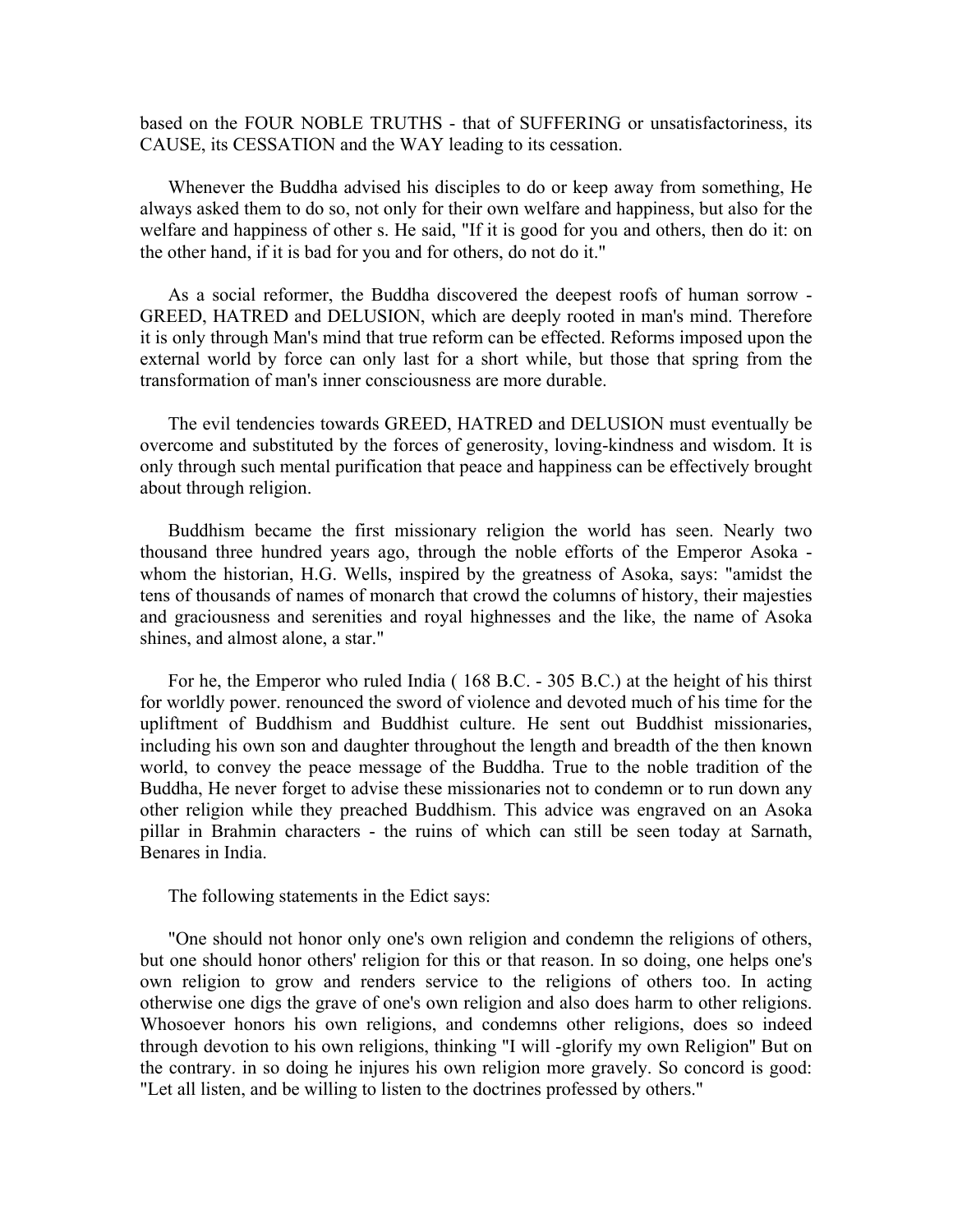based on the FOUR NOBLE TRUTHS - that of SUFFERING or unsatisfactoriness, its CAUSE, its CESSATION and the WAY leading to its cessation.

Whenever the Buddha advised his disciples to do or keep away from something, He always asked them to do so, not only for their own welfare and happiness, but also for the welfare and happiness of other s. He said, "If it is good for you and others, then do it: on the other hand, if it is bad for you and for others, do not do it."

As a social reformer, the Buddha discovered the deepest roofs of human sorrow - GREED, HATRED and DELUSION, which are deeply rooted in man's mind. Therefore it is only through Man's mind that true reform can be effected. Reforms imposed upon the external world by force can only last for a short while, but those that spring from the transformation of man's inner consciousness are more durable.

The evil tendencies towards GREED, HATRED and DELUSION must eventually be overcome and substituted by the forces of generosity, loving-kindness and wisdom. It is only through such mental purification that peace and happiness can be effectively brought about through religion.

Buddhism became the first missionary religion the world has seen. Nearly two thousand three hundred years ago, through the noble efforts of the Emperor Asoka - whom the historian, H.G. Wells, inspired by the greatness of Asoka, says: "amidst the tens of thousands of names of monarch that crowd the columns of history, their majesties and graciousness and serenities and royal highnesses and the like, the name of Asoka shines, and almost alone, a star."

For he, the Emperor who ruled India ( 168 B.C. - 305 B.C.) at the height of his thirst for worldly power. renounced the sword of violence and devoted much of his time for the upliftment of Buddhism and Buddhist culture. He sent out Buddhist missionaries, including his own son and daughter throughout the length and breadth of the then known world, to convey the peace message of the Buddha. True to the noble tradition of the Buddha, He never forget to advise these missionaries not to condemn or to run down any other religion while they preached Buddhism. This advice was engraved on an Asoka pillar in Brahmin characters - the ruins of which can still be seen today at Sarnath, Benares in India.

The following statements in the Edict says:

"One should not honor only one's own religion and condemn the religions of others, but one should honor others' religion for this or that reason. In so doing, one helps one's own religion to grow and renders service to the religions of others too. In acting otherwise one digs the grave of one's own religion and also does harm to other religions. Whosoever honors his own religions, and condemns other religions, does so indeed through devotion to his own religions, thinking "I will -glorify my own Religion" But on the contrary. in so doing he injures his own religion more gravely. So concord is good: "Let all listen, and be willing to listen to the doctrines professed by others."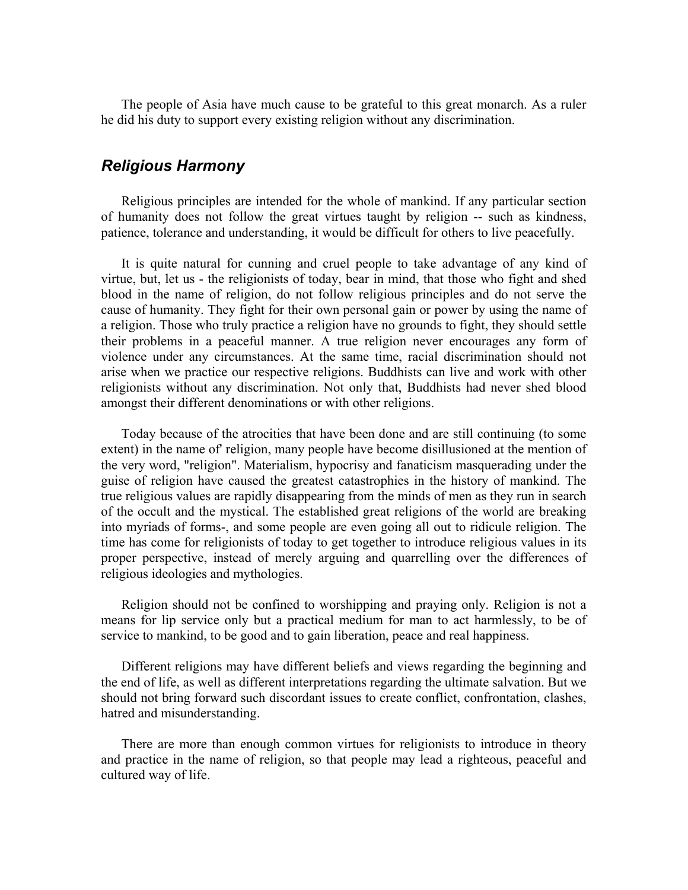The people of Asia have much cause to be grateful to this great monarch. As a ruler he did his duty to support every existing religion without any discrimination.

## *Religious Harmony*

Religious principles are intended for the whole of mankind. If any particular section of humanity does not follow the great virtues taught by religion -- such as kindness, patience, tolerance and understanding, it would be difficult for others to live peacefully.

It is quite natural for cunning and cruel people to take advantage of any kind of virtue, but, let us - the religionists of today, bear in mind, that those who fight and shed blood in the name of religion, do not follow religious principles and do not serve the cause of humanity. They fight for their own personal gain or power by using the name of a religion. Those who truly practice a religion have no grounds to fight, they should settle their problems in a peaceful manner. A true religion never encourages any form of violence under any circumstances. At the same time, racial discrimination should not arise when we practice our respective religions. Buddhists can live and work with other religionists without any discrimination. Not only that, Buddhists had never shed blood amongst their different denominations or with other religions.

Today because of the atrocities that have been done and are still continuing (to some extent) in the name of' religion, many people have become disillusioned at the mention of the very word, "religion". Materialism, hypocrisy and fanaticism masquerading under the guise of religion have caused the greatest catastrophies in the history of mankind. The true religious values are rapidly disappearing from the minds of men as they run in search of the occult and the mystical. The established great religions of the world are breaking into myriads of forms-, and some people are even going all out to ridicule religion. The time has come for religionists of today to get together to introduce religious values in its proper perspective, instead of merely arguing and quarrelling over the differences of religious ideologies and mythologies.

Religion should not be confined to worshipping and praying only. Religion is not a means for lip service only but a practical medium for man to act harmlessly, to be of service to mankind, to be good and to gain liberation, peace and real happiness.

Different religions may have different beliefs and views regarding the beginning and the end of life, as well as different interpretations regarding the ultimate salvation. But we should not bring forward such discordant issues to create conflict, confrontation, clashes, hatred and misunderstanding.

There are more than enough common virtues for religionists to introduce in theory and practice in the name of religion, so that people may lead a righteous, peaceful and cultured way of life.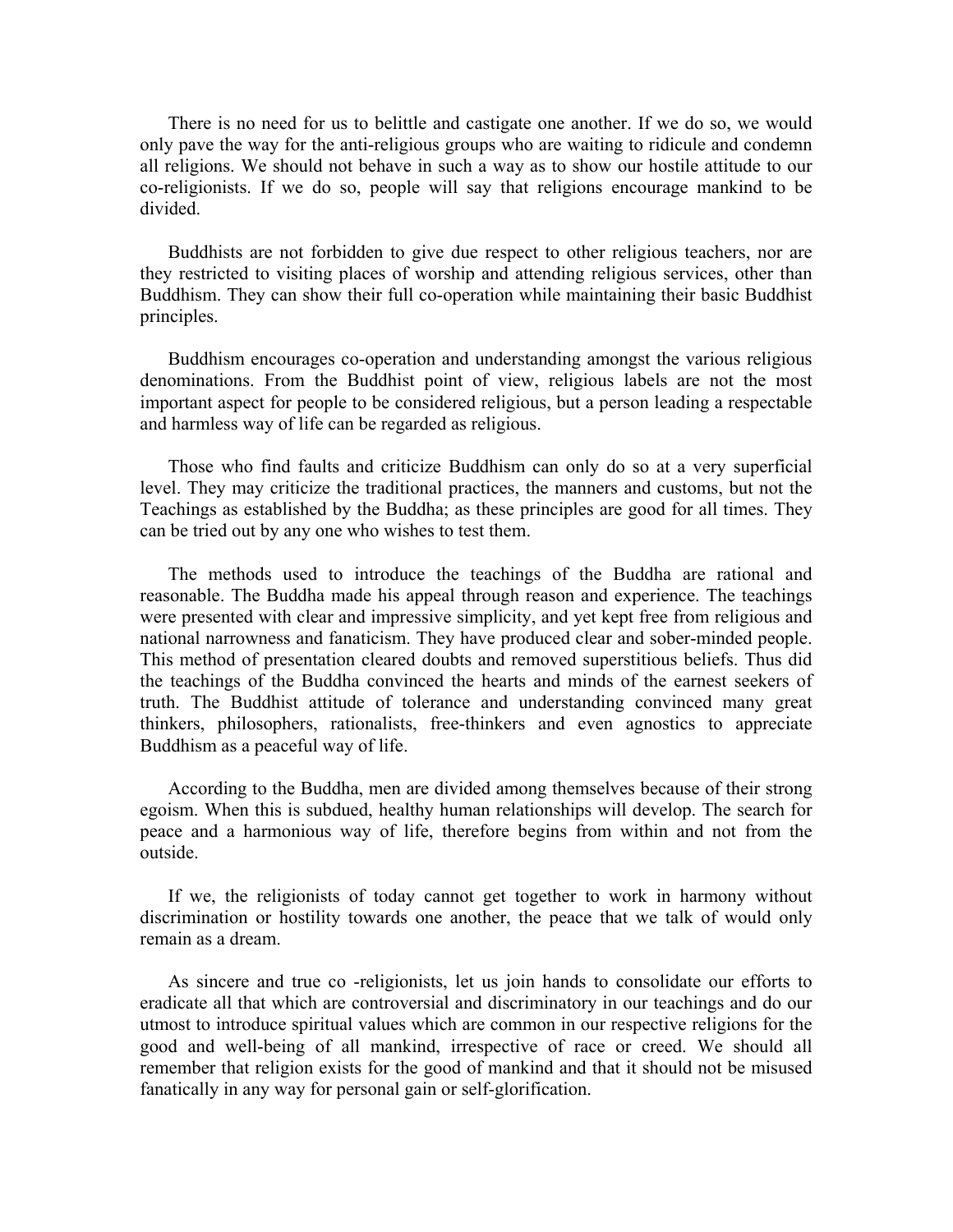There is no need for us to belittle and castigate one another. If we do so, we would only pave the way for the anti-religious groups who are waiting to ridicule and condemn all religions. We should not behave in such a way as to show our hostile attitude to our co-religionists. If we do so, people will say that religions encourage mankind to be divided.

Buddhists are not forbidden to give due respect to other religious teachers, nor are they restricted to visiting places of worship and attending religious services, other than Buddhism. They can show their full co-operation while maintaining their basic Buddhist principles.

Buddhism encourages co-operation and understanding amongst the various religious denominations. From the Buddhist point of view, religious labels are not the most important aspect for people to be considered religious, but a person leading a respectable and harmless way of life can be regarded as religious.

Those who find faults and criticize Buddhism can only do so at a very superficial level. They may criticize the traditional practices, the manners and customs, but not the Teachings as established by the Buddha; as these principles are good for all times. They can be tried out by any one who wishes to test them.

The methods used to introduce the teachings of the Buddha are rational and reasonable. The Buddha made his appeal through reason and experience. The teachings were presented with clear and impressive simplicity, and yet kept free from religious and national narrowness and fanaticism. They have produced clear and sober-minded people. This method of presentation cleared doubts and removed superstitious beliefs. Thus did the teachings of the Buddha convinced the hearts and minds of the earnest seekers of truth. The Buddhist attitude of tolerance and understanding convinced many great thinkers, philosophers, rationalists, free-thinkers and even agnostics to appreciate Buddhism as a peaceful way of life.

According to the Buddha, men are divided among themselves because of their strong egoism. When this is subdued, healthy human relationships will develop. The search for peace and a harmonious way of life, therefore begins from within and not from the outside.

If we, the religionists of today cannot get together to work in harmony without discrimination or hostility towards one another, the peace that we talk of would only remain as a dream.

As sincere and true co -religionists, let us join hands to consolidate our efforts to eradicate all that which are controversial and discriminatory in our teachings and do our utmost to introduce spiritual values which are common in our respective religions for the good and well-being of all mankind, irrespective of race or creed. We should all remember that religion exists for the good of mankind and that it should not be misused fanatically in any way for personal gain or self-glorification.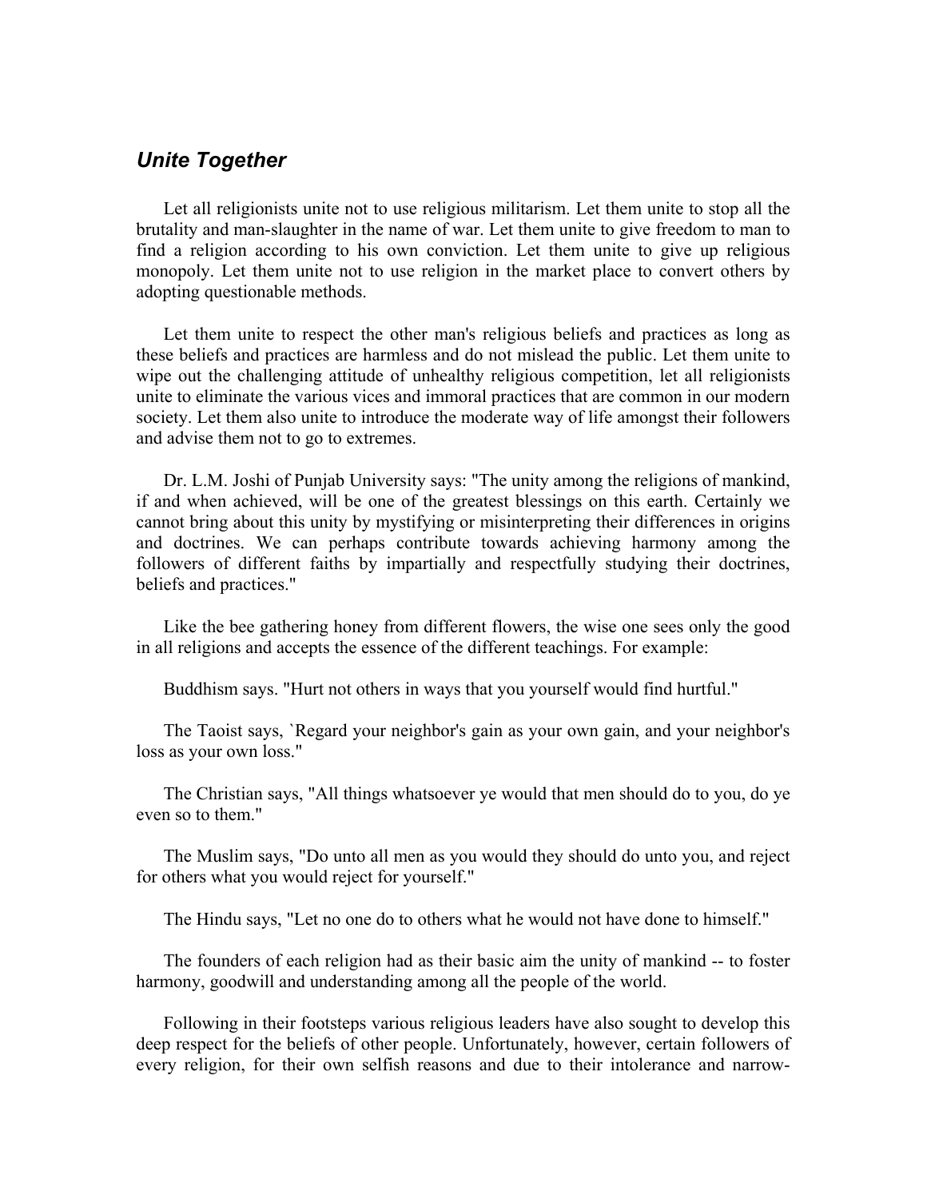## *Unite Together*

Let all religionists unite not to use religious militarism. Let them unite to stop all the brutality and man-slaughter in the name of war. Let them unite to give freedom to man to find a religion according to his own conviction. Let them unite to give up religious monopoly. Let them unite not to use religion in the market place to convert others by adopting questionable methods.

Let them unite to respect the other man's religious beliefs and practices as long as these beliefs and practices are harmless and do not mislead the public. Let them unite to wipe out the challenging attitude of unhealthy religious competition, let all religionists unite to eliminate the various vices and immoral practices that are common in our modern society. Let them also unite to introduce the moderate way of life amongst their followers and advise them not to go to extremes.

Dr. L.M. Joshi of Punjab University says: "The unity among the religions of mankind, if and when achieved, will be one of the greatest blessings on this earth. Certainly we cannot bring about this unity by mystifying or misinterpreting their differences in origins and doctrines. We can perhaps contribute towards achieving harmony among the followers of different faiths by impartially and respectfully studying their doctrines, beliefs and practices."

Like the bee gathering honey from different flowers, the wise one sees only the good in all religions and accepts the essence of the different teachings. For example:

Buddhism says. "Hurt not others in ways that you yourself would find hurtful."

The Taoist says, `Regard your neighbor's gain as your own gain, and your neighbor's loss as your own loss."

The Christian says, "All things whatsoever ye would that men should do to you, do ye even so to them."

The Muslim says, "Do unto all men as you would they should do unto you, and reject for others what you would reject for yourself."

The Hindu says, "Let no one do to others what he would not have done to himself."

The founders of each religion had as their basic aim the unity of mankind -- to foster harmony, goodwill and understanding among all the people of the world.

Following in their footsteps various religious leaders have also sought to develop this deep respect for the beliefs of other people. Unfortunately, however, certain followers of every religion, for their own selfish reasons and due to their intolerance and narrow-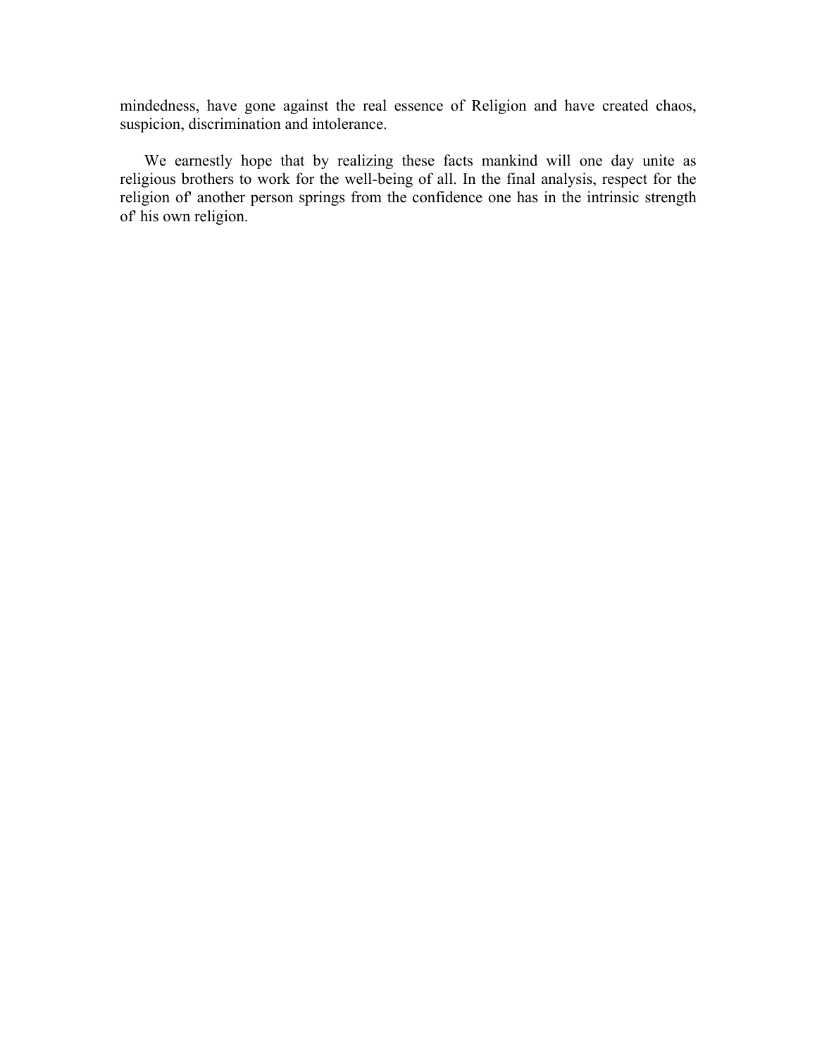mindedness, have gone against the real essence of Religion and have created chaos, suspicion, discrimination and intolerance.

We earnestly hope that by realizing these facts mankind will one day unite as religious brothers to work for the well-being of all. In the final analysis, respect for the religion of' another person springs from the confidence one has in the intrinsic strength of' his own religion.